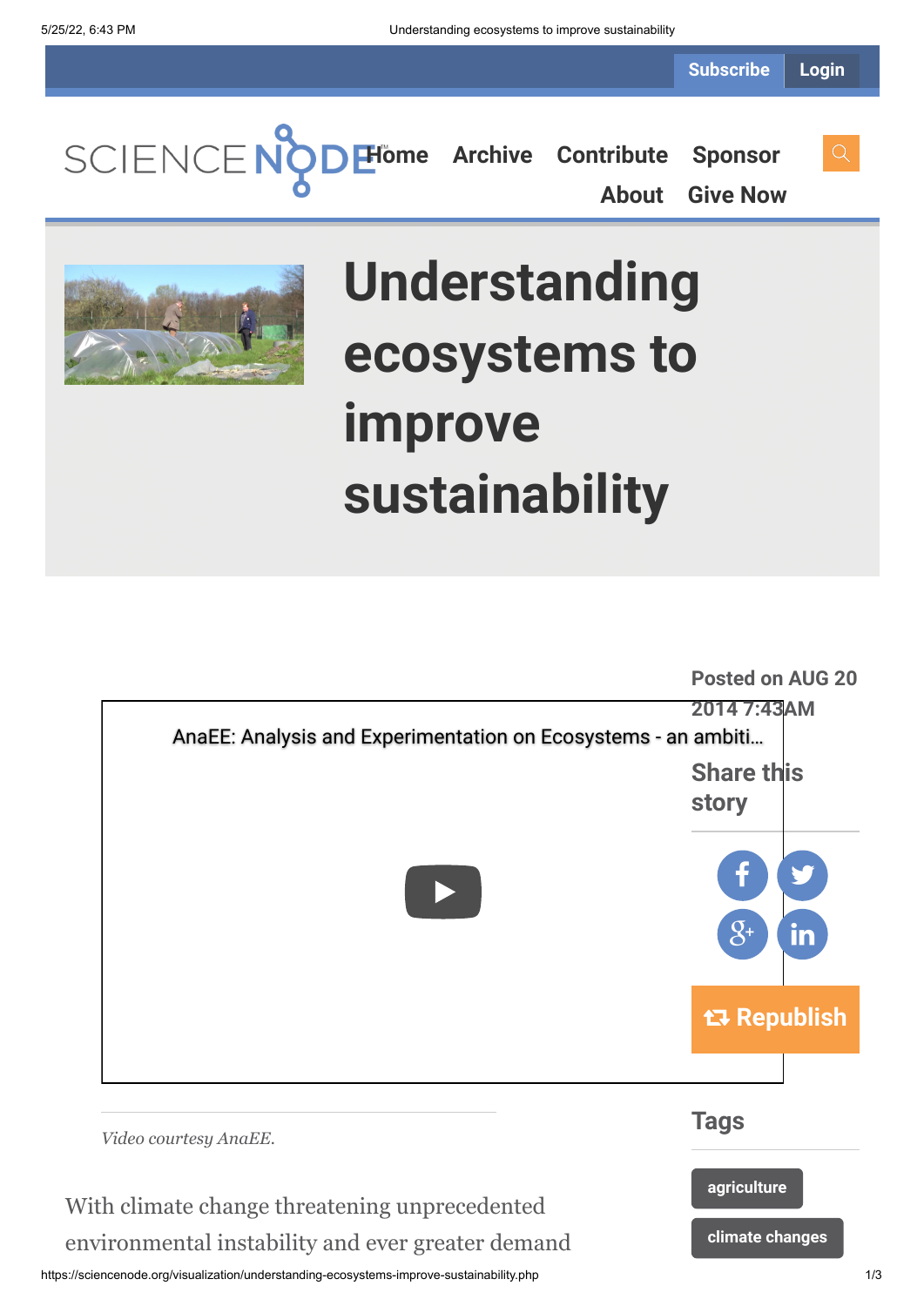Subscribe Login

SCIENCE NODE

Home Archive Contribute Sponsor About Give Now

# Understanding ecosystems to improve sustainability

AnaEE: Analysis and Experimentation on Ecosystems - an ambiti…

*Video courtesy AnaEE.*

Posted on AUG 20 2014 7:43AM

Share this story

Republish

Tags

agriculture

climate changes

With climate change threatening unprecedented environmental instability and ever greater demand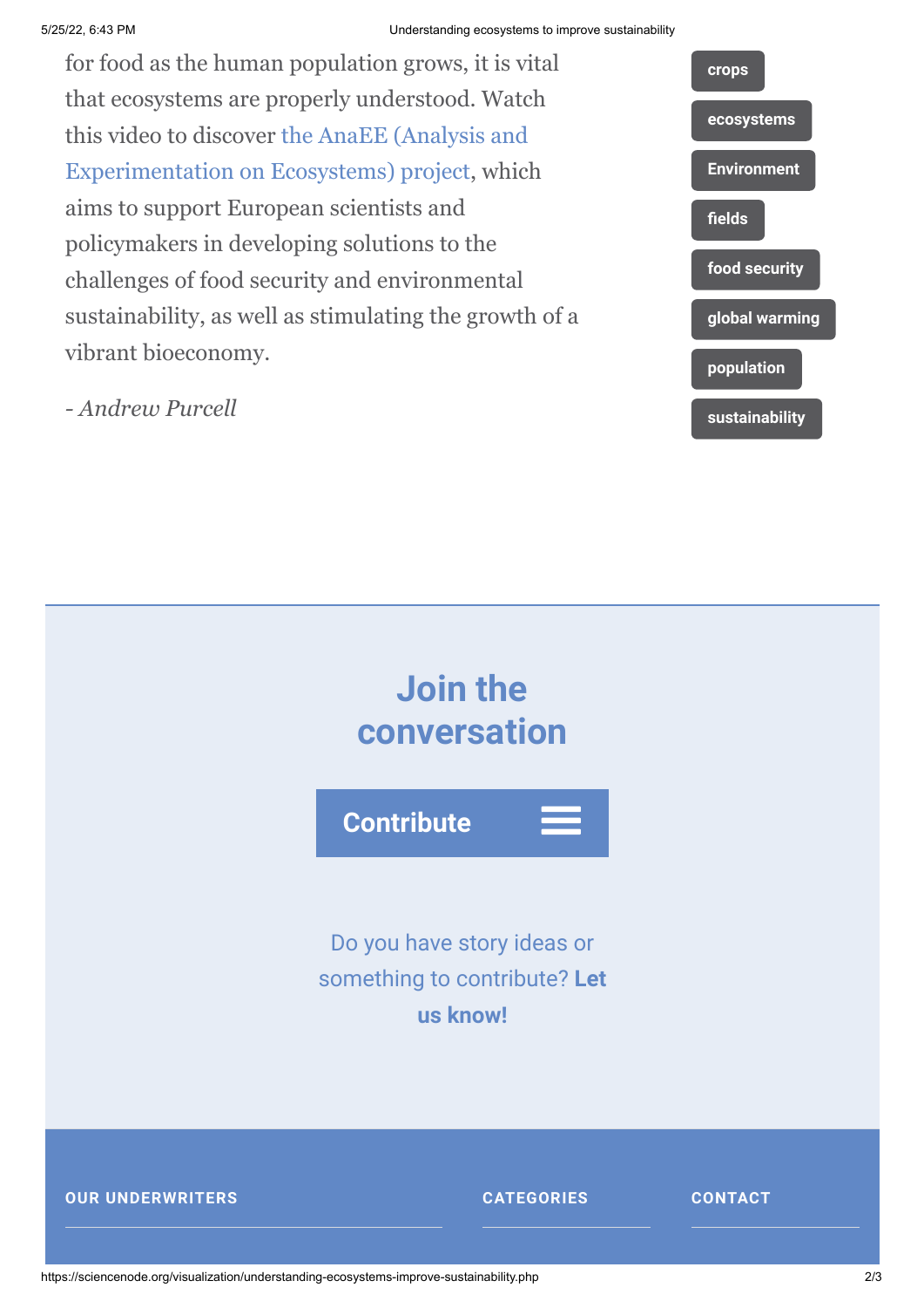for food as the human population grows, it is vital that ecosystems are properly understood. Watch this video to discover the AnaEE (Analysis and Experimentation on Ecosystems) project, which aims to support European scientists and policymakers in developing solutions to the challenges of food security and environmental sustainability, as well as stimulating the growth of a vibrant bioeconomy.

*- Andrew Purcell*

**crops**

**ecosystems**

**Environment**

**fields**

**food security**

**global warming**

**population**

**sustainability**

## Join the conversation

**Contribute**

Do you have story ideas or something to contribute? **Let us know!**

**OUR UNDERWRITERS**

**CATEGORIES**

**CONTACT**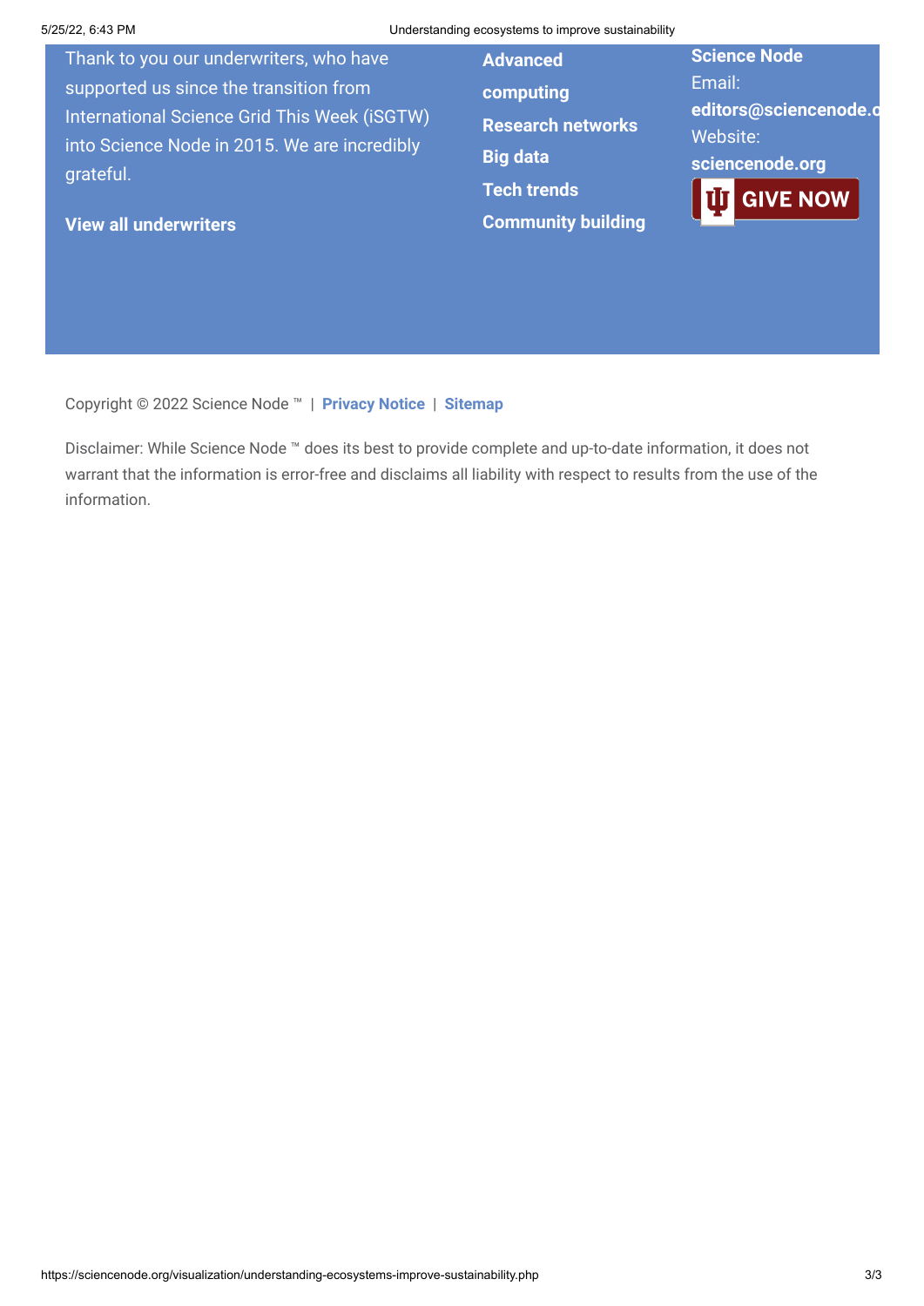Thank to you our underwriters, who have supported us since the transition from International Science Grid This Week (iSGTW) into Science Node in 2015. We are incredibly grateful.

**View all underwriters**

**Advanced computing**

**Research networks**

**Big data**

**Tech trends**

**Community building**

**Science Node**

Email:

**editors@sciencenode.o**

Website:

**sciencenode.org**

GIVE NOW

Copyright © 2022 Science Node ™ | **Privacy Notice** | **Sitemap**

Disclaimer: While Science Node ™ does its best to provide complete and up-to-date information, it does not warrant that the information is error-free and disclaims all liability with respect to results from the use of the information.